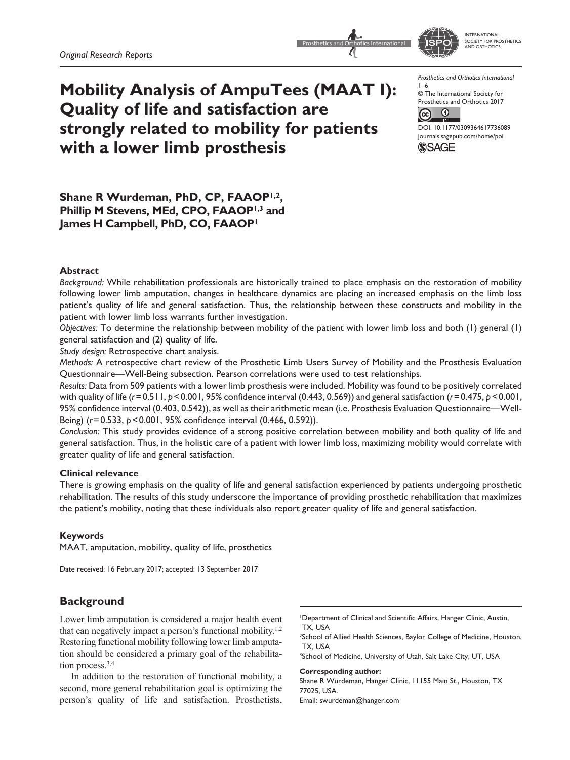*Original Research Reports*

# Mobility Analysis of AmpuTees (MAAT I): Quality of life and satisfaction are strongly related to mobility for patients with a lower limb prosthesis

Prosthetics and Orthotics International
1–6
© The International Society for Prosthetics and Orthotics 2017
DOI: 10.1177/0309364617736089
journals.sagepub.com/home/poi

**Shane R Wurdeman, PhD, CP, FAAOP[1,2], Phillip M Stevens, MEd, CPO, FAAOP[1,3] and James H Campbell, PhD, CO, FAAOP[1]**

### Abstract

*Background:* While rehabilitation professionals are historically trained to place emphasis on the restoration of mobility following lower limb amputation, changes in healthcare dynamics are placing an increased emphasis on the limb loss patient's quality of life and general satisfaction. Thus, the relationship between these constructs and mobility in the patient with lower limb loss warrants further investigation.

*Objectives:* To determine the relationship between mobility of the patient with lower limb loss and both (1) general (1) general satisfaction and (2) quality of life.

*Study design:* Retrospective chart analysis.

*Methods:* A retrospective chart review of the Prosthetic Limb Users Survey of Mobility and the Prosthesis Evaluation Questionnaire—Well-Being subsection. Pearson correlations were used to test relationships.

*Results:* Data from 509 patients with a lower limb prosthesis were included. Mobility was found to be positively correlated with quality of life ($r = 0.511$, $p < 0.001$, 95% confidence interval (0.443, 0.569)) and general satisfaction ($r = 0.475$, $p < 0.001$, 95% confidence interval (0.403, 0.542)), as well as their arithmetic mean (i.e. Prosthesis Evaluation Questionnaire—Well-Being) ($r = 0.533$, $p < 0.001$, 95% confidence interval (0.466, 0.592)).

*Conclusion:* This study provides evidence of a strong positive correlation between mobility and both quality of life and general satisfaction. Thus, in the holistic care of a patient with lower limb loss, maximizing mobility would correlate with greater quality of life and general satisfaction.

### Clinical relevance

There is growing emphasis on the quality of life and general satisfaction experienced by patients undergoing prosthetic rehabilitation. The results of this study underscore the importance of providing prosthetic rehabilitation that maximizes the patient's mobility, noting that these individuals also report greater quality of life and general satisfaction.

### Keywords

MAAT, amputation, mobility, quality of life, prosthetics

Date received: 16 February 2017; accepted: 13 September 2017

## Background

Lower limb amputation is considered a major health event that can negatively impact a person's functional mobility.[1,2] Restoring functional mobility following lower limb amputation should be considered a primary goal of the rehabilitation process.[3,4]

In addition to the restoration of functional mobility, a second, more general rehabilitation goal is optimizing the person's quality of life and satisfaction. Prosthetists,

[1]Department of Clinical and Scientific Affairs, Hanger Clinic, Austin, TX, USA
[2]School of Allied Health Sciences, Baylor College of Medicine, Houston, TX, USA
[3]School of Medicine, University of Utah, Salt Lake City, UT, USA

**Corresponding author:**
Shane R Wurdeman, Hanger Clinic, 11155 Main St., Houston, TX 77025, USA.
Email: swurdeman@hanger.com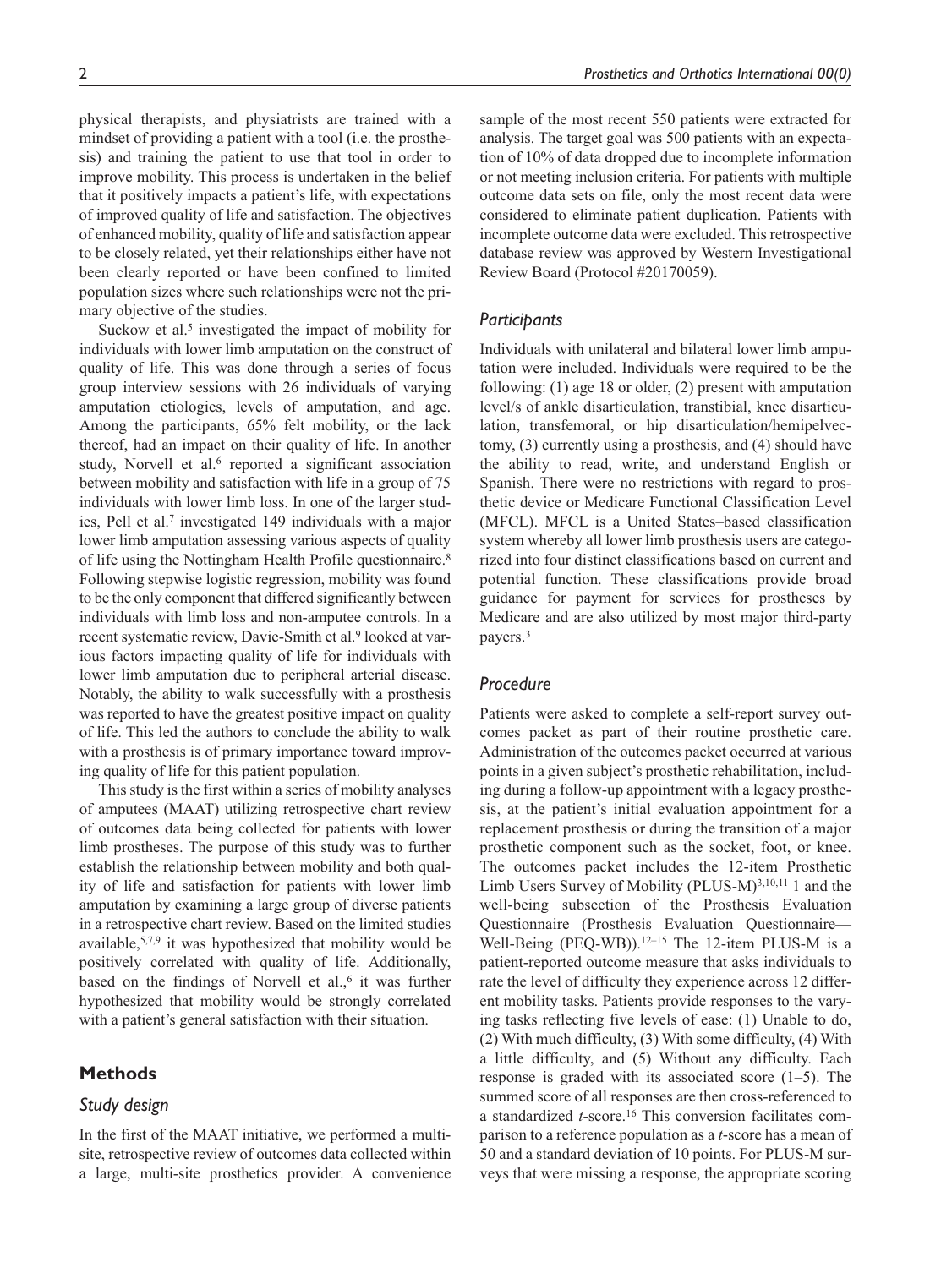physical therapists, and physiatrists are trained with a mindset of providing a patient with a tool (i.e. the prosthesis) and training the patient to use that tool in order to improve mobility. This process is undertaken in the belief that it positively impacts a patient's life, with expectations of improved quality of life and satisfaction. The objectives of enhanced mobility, quality of life and satisfaction appear to be closely related, yet their relationships either have not been clearly reported or have been confined to limited population sizes where such relationships were not the primary objective of the studies.

Suckow et al.[5] investigated the impact of mobility for individuals with lower limb amputation on the construct of quality of life. This was done through a series of focus group interview sessions with 26 individuals of varying amputation etiologies, levels of amputation, and age. Among the participants, 65% felt mobility, or the lack thereof, had an impact on their quality of life. In another study, Norvell et al.[6] reported a significant association between mobility and satisfaction with life in a group of 75 individuals with lower limb loss. In one of the larger studies, Pell et al.[7] investigated 149 individuals with a major lower limb amputation assessing various aspects of quality of life using the Nottingham Health Profile questionnaire.[8] Following stepwise logistic regression, mobility was found to be the only component that differed significantly between individuals with limb loss and non-amputee controls. In a recent systematic review, Davie-Smith et al.[9] looked at various factors impacting quality of life for individuals with lower limb amputation due to peripheral arterial disease. Notably, the ability to walk successfully with a prosthesis was reported to have the greatest positive impact on quality of life. This led the authors to conclude the ability to walk with a prosthesis is of primary importance toward improving quality of life for this patient population.

This study is the first within a series of mobility analyses of amputees (MAAT) utilizing retrospective chart review of outcomes data being collected for patients with lower limb prostheses. The purpose of this study was to further establish the relationship between mobility and both quality of life and satisfaction for patients with lower limb amputation by examining a large group of diverse patients in a retrospective chart review. Based on the limited studies available,[5,7,9] it was hypothesized that mobility would be positively correlated with quality of life. Additionally, based on the findings of Norvell et al.,[6] it was further hypothesized that mobility would be strongly correlated with a patient's general satisfaction with their situation.

## Methods

### *Study design*

In the first of the MAAT initiative, we performed a multisite, retrospective review of outcomes data collected within a large, multi-site prosthetics provider. A convenience sample of the most recent 550 patients were extracted for analysis. The target goal was 500 patients with an expectation of 10% of data dropped due to incomplete information or not meeting inclusion criteria. For patients with multiple outcome data sets on file, only the most recent data were considered to eliminate patient duplication. Patients with incomplete outcome data were excluded. This retrospective database review was approved by Western Investigational Review Board (Protocol #20170059).

### *Participants*

Individuals with unilateral and bilateral lower limb amputation were included. Individuals were required to be the following: (1) age 18 or older, (2) present with amputation level/s of ankle disarticulation, transtibial, knee disarticulation, transfemoral, or hip disarticulation/hemipelvectomy, (3) currently using a prosthesis, and (4) should have the ability to read, write, and understand English or Spanish. There were no restrictions with regard to prosthetic device or Medicare Functional Classification Level (MFCL). MFCL is a United States–based classification system whereby all lower limb prosthesis users are categorized into four distinct classifications based on current and potential function. These classifications provide broad guidance for payment for services for prostheses by Medicare and are also utilized by most major third-party payers.[3]

### *Procedure*

Patients were asked to complete a self-report survey outcomes packet as part of their routine prosthetic care. Administration of the outcomes packet occurred at various points in a given subject's prosthetic rehabilitation, including during a follow-up appointment with a legacy prosthesis, at the patient's initial evaluation appointment for a replacement prosthesis or during the transition of a major prosthetic component such as the socket, foot, or knee. The outcomes packet includes the 12-item Prosthetic Limb Users Survey of Mobility (PLUS-M)[3,10,11] 1 and the well-being subsection of the Prosthesis Evaluation Questionnaire (Prosthesis Evaluation Questionnaire—Well-Being (PEQ-WB)).[12–15] The 12-item PLUS-M is a patient-reported outcome measure that asks individuals to rate the level of difficulty they experience across 12 different mobility tasks. Patients provide responses to the varying tasks reflecting five levels of ease: (1) Unable to do, (2) With much difficulty, (3) With some difficulty, (4) With a little difficulty, and (5) Without any difficulty. Each response is graded with its associated score (1–5). The summed score of all responses are then cross-referenced to a standardized *t*-score.[16] This conversion facilitates comparison to a reference population as a *t*-score has a mean of 50 and a standard deviation of 10 points. For PLUS-M surveys that were missing a response, the appropriate scoring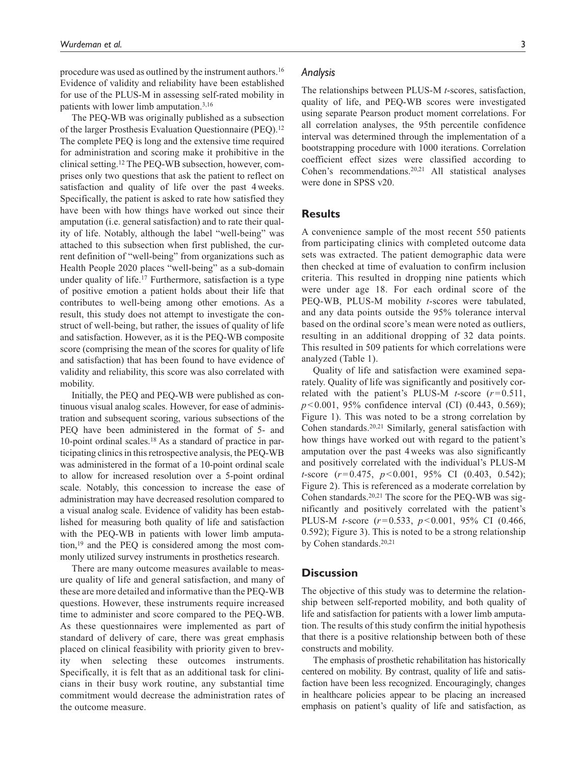procedure was used as outlined by the instrument authors.[16] Evidence of validity and reliability have been established for use of the PLUS-M in assessing self-rated mobility in patients with lower limb amputation.[3,16]

The PEQ-WB was originally published as a subsection of the larger Prosthesis Evaluation Questionnaire (PEQ).[12] The complete PEQ is long and the extensive time required for administration and scoring make it prohibitive in the clinical setting.[12] The PEQ-WB subsection, however, comprises only two questions that ask the patient to reflect on satisfaction and quality of life over the past 4 weeks. Specifically, the patient is asked to rate how satisfied they have been with how things have worked out since their amputation (i.e. general satisfaction) and to rate their quality of life. Notably, although the label "well-being" was attached to this subsection when first published, the current definition of "well-being" from organizations such as Health People 2020 places "well-being" as a sub-domain under quality of life.[17] Furthermore, satisfaction is a type of positive emotion a patient holds about their life that contributes to well-being among other emotions. As a result, this study does not attempt to investigate the construct of well-being, but rather, the issues of quality of life and satisfaction. However, as it is the PEQ-WB composite score (comprising the mean of the scores for quality of life and satisfaction) that has been found to have evidence of validity and reliability, this score was also correlated with mobility.

Initially, the PEQ and PEQ-WB were published as continuous visual analog scales. However, for ease of administration and subsequent scoring, various subsections of the PEQ have been administered in the format of 5- and 10-point ordinal scales.[18] As a standard of practice in participating clinics in this retrospective analysis, the PEQ-WB was administered in the format of a 10-point ordinal scale to allow for increased resolution over a 5-point ordinal scale. Notably, this concession to increase the ease of administration may have decreased resolution compared to a visual analog scale. Evidence of validity has been established for measuring both quality of life and satisfaction with the PEQ-WB in patients with lower limb amputation,[19] and the PEQ is considered among the most commonly utilized survey instruments in prosthetics research.

There are many outcome measures available to measure quality of life and general satisfaction, and many of these are more detailed and informative than the PEQ-WB questions. However, these instruments require increased time to administer and score compared to the PEQ-WB. As these questionnaires were implemented as part of standard of delivery of care, there was great emphasis placed on clinical feasibility with priority given to brevity when selecting these outcomes instruments. Specifically, it is felt that as an additional task for clinicians in their busy work routine, any substantial time commitment would decrease the administration rates of the outcome measure.

### Analysis

The relationships between PLUS-M *t*-scores, satisfaction, quality of life, and PEQ-WB scores were investigated using separate Pearson product moment correlations. For all correlation analyses, the 95th percentile confidence interval was determined through the implementation of a bootstrapping procedure with 1000 iterations. Correlation coefficient effect sizes were classified according to Cohen's recommendations.[20,21] All statistical analyses were done in SPSS v20.

## Results

A convenience sample of the most recent 550 patients from participating clinics with completed outcome data sets was extracted. The patient demographic data were then checked at time of evaluation to confirm inclusion criteria. This resulted in dropping nine patients which were under age 18. For each ordinal score of the PEQ-WB, PLUS-M mobility *t*-scores were tabulated, and any data points outside the 95% tolerance interval based on the ordinal score's mean were noted as outliers, resulting in an additional dropping of 32 data points. This resulted in 509 patients for which correlations were analyzed (Table 1).

Quality of life and satisfaction were examined separately. Quality of life was significantly and positively correlated with the patient's PLUS-M *t*-score ($r = 0.511$, $p < 0.001$, 95% confidence interval (CI) (0.443, 0.569); Figure 1). This was noted to be a strong correlation by Cohen standards.[20,21] Similarly, general satisfaction with how things have worked out with regard to the patient's amputation over the past 4 weeks was also significantly and positively correlated with the individual's PLUS-M *t*-score ($r = 0.475$, $p < 0.001$, 95% CI (0.403, 0.542); Figure 2). This is referenced as a moderate correlation by Cohen standards.[20,21] The score for the PEQ-WB was significantly and positively correlated with the patient's PLUS-M *t*-score ($r = 0.533$, $p < 0.001$, 95% CI (0.466, 0.592); Figure 3). This is noted to be a strong relationship by Cohen standards.[20,21]

## Discussion

The objective of this study was to determine the relationship between self-reported mobility, and both quality of life and satisfaction for patients with a lower limb amputation. The results of this study confirm the initial hypothesis that there is a positive relationship between both of these constructs and mobility.

The emphasis of prosthetic rehabilitation has historically centered on mobility. By contrast, quality of life and satisfaction have been less recognized. Encouragingly, changes in healthcare policies appear to be placing an increased emphasis on patient's quality of life and satisfaction, as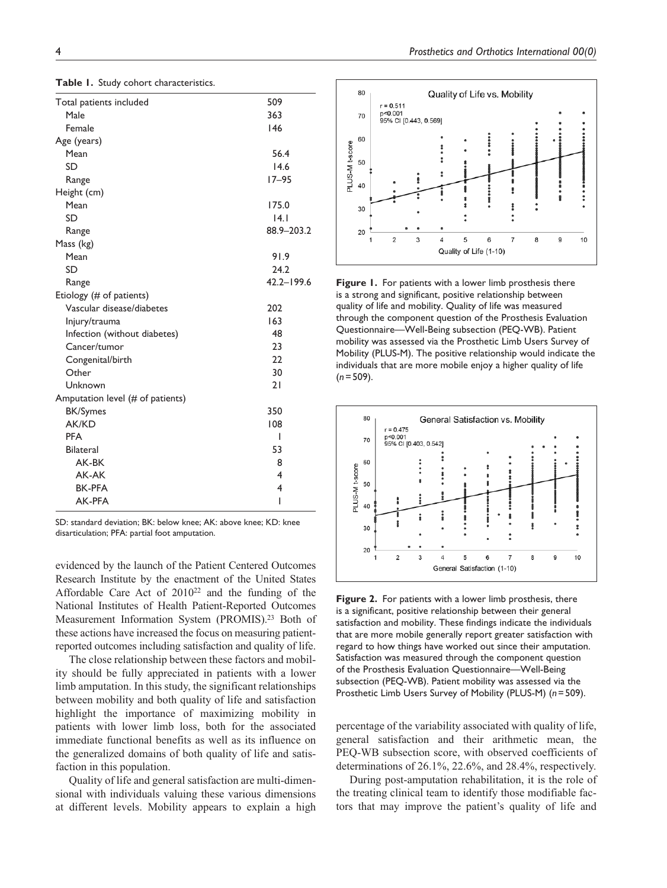**Table 1.** Study cohort characteristics.

| | |
|---|---|
| Total patients included | 509 |
| Male | 363 |
| Female | 146 |
| Age (years) | |
| Mean | 56.4 |
| SD | 14.6 |
| Range | 17–95 |
| Height (cm) | |
| Mean | 175.0 |
| SD | 14.1 |
| Range | 88.9–203.2 |
| Mass (kg) | |
| Mean | 91.9 |
| SD | 24.2 |
| Range | 42.2–199.6 |
| Etiology (# of patients) | |
| Vascular disease/diabetes | 202 |
| Injury/trauma | 163 |
| Infection (without diabetes) | 48 |
| Cancer/tumor | 23 |
| Congenital/birth | 22 |
| Other | 30 |
| Unknown | 21 |
| Amputation level (# of patients) | |
| BK/Symes | 350 |
| AK/KD | 108 |
| PFA | 1 |
| Bilateral | 53 |
| AK-BK | 8 |
| AK-AK | 4 |
| BK-PFA | 4 |
| AK-PFA | 1 |

SD: standard deviation; BK: below knee; AK: above knee; KD: knee disarticulation; PFA: partial foot amputation.

evidenced by the launch of the Patient Centered Outcomes Research Institute by the enactment of the United States Affordable Care Act of 2010[22] and the funding of the National Institutes of Health Patient-Reported Outcomes Measurement Information System (PROMIS).[23] Both of these actions have increased the focus on measuring patient-reported outcomes including satisfaction and quality of life.

The close relationship between these factors and mobility should be fully appreciated in patients with a lower limb amputation. In this study, the significant relationships between mobility and both quality of life and satisfaction highlight the importance of maximizing mobility in patients with lower limb loss, both for the associated immediate functional benefits as well as its influence on the generalized domains of both quality of life and satisfaction in this population.

Quality of life and general satisfaction are multi-dimensional with individuals valuing these various dimensions at different levels. Mobility appears to explain a high percentage of the variability associated with quality of life, general satisfaction and their arithmetic mean, the PEQ-WB subsection score, with observed coefficients of determinations of 26.1%, 22.6%, and 28.4%, respectively.

During post-amputation rehabilitation, it is the role of the treating clinical team to identify those modifiable factors that may improve the patient's quality of life and

**Figure 1.** For patients with a lower limb prosthesis there is a strong and significant, positive relationship between quality of life and mobility. Quality of life was measured through the component question of the Prosthesis Evaluation Questionnaire—Well-Being subsection (PEQ-WB). Patient mobility was assessed via the Prosthetic Limb Users Survey of Mobility (PLUS-M). The positive relationship would indicate the individuals that are more mobile enjoy a higher quality of life ($n = 509$).

**Figure 2.** For patients with a lower limb prosthesis, there is a significant, positive relationship between their general satisfaction and mobility. These findings indicate the individuals that are more mobile generally report greater satisfaction with regard to how things have worked out since their amputation. Satisfaction was measured through the component question of the Prosthesis Evaluation Questionnaire—Well-Being subsection (PEQ-WB). Patient mobility was assessed via the Prosthetic Limb Users Survey of Mobility (PLUS-M) ($n = 509$).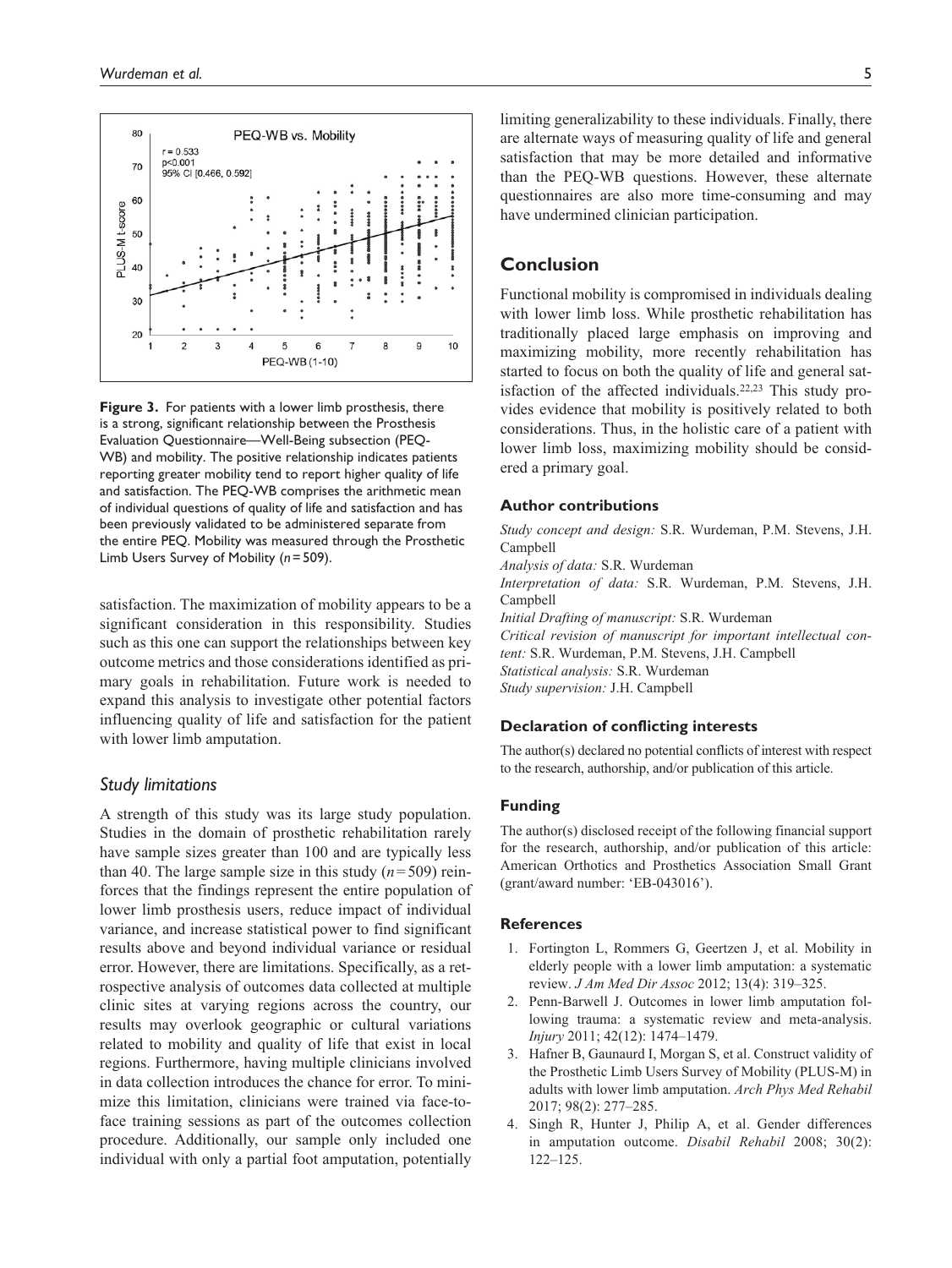**Figure 3.** For patients with a lower limb prosthesis, there is a strong, significant relationship between the Prosthesis Evaluation Questionnaire—Well-Being subsection (PEQ-WB) and mobility. The positive relationship indicates patients reporting greater mobility tend to report higher quality of life and satisfaction. The PEQ-WB comprises the arithmetic mean of individual questions of quality of life and satisfaction and has been previously validated to be administered separate from the entire PEQ. Mobility was measured through the Prosthetic Limb Users Survey of Mobility ($n = 509$).

satisfaction. The maximization of mobility appears to be a significant consideration in this responsibility. Studies such as this one can support the relationships between key outcome metrics and those considerations identified as primary goals in rehabilitation. Future work is needed to expand this analysis to investigate other potential factors influencing quality of life and satisfaction for the patient with lower limb amputation.

### *Study limitations*

A strength of this study was its large study population. Studies in the domain of prosthetic rehabilitation rarely have sample sizes greater than 100 and are typically less than 40. The large sample size in this study ($n = 509$) reinforces that the findings represent the entire population of lower limb prosthesis users, reduce impact of individual variance, and increase statistical power to find significant results above and beyond individual variance or residual error. However, there are limitations. Specifically, as a retrospective analysis of outcomes data collected at multiple clinic sites at varying regions across the country, our results may overlook geographic or cultural variations related to mobility and quality of life that exist in local regions. Furthermore, having multiple clinicians involved in data collection introduces the chance for error. To minimize this limitation, clinicians were trained via face-to-face training sessions as part of the outcomes collection procedure. Additionally, our sample only included one individual with only a partial foot amputation, potentially limiting generalizability to these individuals. Finally, there are alternate ways of measuring quality of life and general satisfaction that may be more detailed and informative than the PEQ-WB questions. However, these alternate questionnaires are also more time-consuming and may have undermined clinician participation.

## Conclusion

Functional mobility is compromised in individuals dealing with lower limb loss. While prosthetic rehabilitation has traditionally placed large emphasis on improving and maximizing mobility, more recently rehabilitation has started to focus on both the quality of life and general satisfaction of the affected individuals.[22,23] This study provides evidence that mobility is positively related to both considerations. Thus, in the holistic care of a patient with lower limb loss, maximizing mobility should be considered a primary goal.

### Author contributions

*Study concept and design:* S.R. Wurdeman, P.M. Stevens, J.H. Campbell
*Analysis of data:* S.R. Wurdeman
*Interpretation of data:* S.R. Wurdeman, P.M. Stevens, J.H. Campbell
*Initial Drafting of manuscript:* S.R. Wurdeman
*Critical revision of manuscript for important intellectual content:* S.R. Wurdeman, P.M. Stevens, J.H. Campbell
*Statistical analysis:* S.R. Wurdeman
*Study supervision:* J.H. Campbell

### Declaration of conflicting interests

The author(s) declared no potential conflicts of interest with respect to the research, authorship, and/or publication of this article.

### Funding

The author(s) disclosed receipt of the following financial support for the research, authorship, and/or publication of this article: American Orthotics and Prosthetics Association Small Grant (grant/award number: 'EB-043016').

### References

1. Fortington L, Rommers G, Geertzen J, et al. Mobility in elderly people with a lower limb amputation: a systematic review. *J Am Med Dir Assoc* 2012; 13(4): 319–325.
2. Penn-Barwell J. Outcomes in lower limb amputation following trauma: a systematic review and meta-analysis. *Injury* 2011; 42(12): 1474–1479.
3. Hafner B, Gaunaurd I, Morgan S, et al. Construct validity of the Prosthetic Limb Users Survey of Mobility (PLUS-M) in adults with lower limb amputation. *Arch Phys Med Rehabil* 2017; 98(2): 277–285.
4. Singh R, Hunter J, Philip A, et al. Gender differences in amputation outcome. *Disabil Rehabil* 2008; 30(2): 122–125.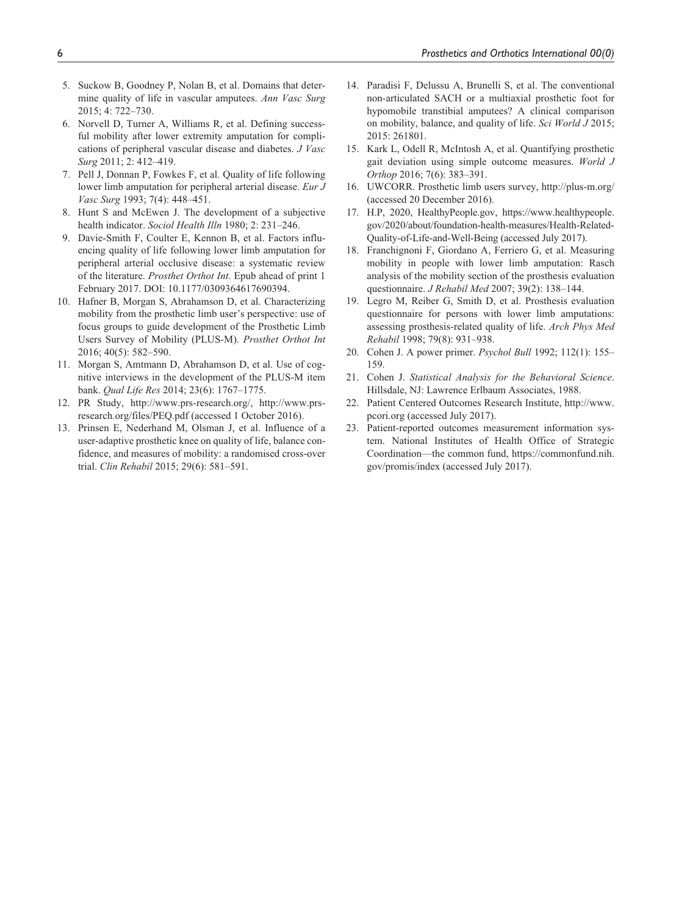5. Suckow B, Goodney P, Nolan B, et al. Domains that determine quality of life in vascular amputees. *Ann Vasc Surg* 2015; 4: 722–730.
6. Norvell D, Turner A, Williams R, et al. Defining successful mobility after lower extremity amputation for complications of peripheral vascular disease and diabetes. *J Vasc Surg* 2011; 2: 412–419.
7. Pell J, Donnan P, Fowkes F, et al. Quality of life following lower limb amputation for peripheral arterial disease. *Eur J Vasc Surg* 1993; 7(4): 448–451.
8. Hunt S and McEwen J. The development of a subjective health indicator. *Sociol Health Illn* 1980; 2: 231–246.
9. Davie-Smith F, Coulter E, Kennon B, et al. Factors influencing quality of life following lower limb amputation for peripheral arterial occlusive disease: a systematic review of the literature. *Prosthet Orthot Int*. Epub ahead of print 1 February 2017. DOI: 10.1177/0309364617690394.
10. Hafner B, Morgan S, Abrahamson D, et al. Characterizing mobility from the prosthetic limb user's perspective: use of focus groups to guide development of the Prosthetic Limb Users Survey of Mobility (PLUS-M). *Prosthet Orthot Int* 2016; 40(5): 582–590.
11. Morgan S, Amtmann D, Abrahamson D, et al. Use of cognitive interviews in the development of the PLUS-M item bank. *Qual Life Res* 2014; 23(6): 1767–1775.
12. PR Study, http://www.prs-research.org/, http://www.prs-research.org/files/PEQ.pdf (accessed 1 October 2016).
13. Prinsen E, Nederhand M, Olsman J, et al. Influence of a user-adaptive prosthetic knee on quality of life, balance confidence, and measures of mobility: a randomised cross-over trial. *Clin Rehabil* 2015; 29(6): 581–591.
14. Paradisi F, Delussu A, Brunelli S, et al. The conventional non-articulated SACH or a multiaxial prosthetic foot for hypomobile transtibial amputees? A clinical comparison on mobility, balance, and quality of life. *Sci World J* 2015; 2015: 261801.
15. Kark L, Odell R, McIntosh A, et al. Quantifying prosthetic gait deviation using simple outcome measures. *World J Orthop* 2016; 7(6): 383–391.
16. UWCORR. Prosthetic limb users survey, http://plus-m.org/ (accessed 20 December 2016).
17. H.P, 2020, HealthyPeople.gov, https://www.healthypeople.gov/2020/about/foundation-health-measures/Health-Related-Quality-of-Life-and-Well-Being (accessed July 2017).
18. Franchignoni F, Giordano A, Ferriero G, et al. Measuring mobility in people with lower limb amputation: Rasch analysis of the mobility section of the prosthesis evaluation questionnaire. *J Rehabil Med* 2007; 39(2): 138–144.
19. Legro M, Reiber G, Smith D, et al. Prosthesis evaluation questionnaire for persons with lower limb amputations: assessing prosthesis-related quality of life. *Arch Phys Med Rehabil* 1998; 79(8): 931–938.
20. Cohen J. A power primer. *Psychol Bull* 1992; 112(1): 155–159.
21. Cohen J. *Statistical Analysis for the Behavioral Science*. Hillsdale, NJ: Lawrence Erlbaum Associates, 1988.
22. Patient Centered Outcomes Research Institute, http://www.pcori.org (accessed July 2017).
23. Patient-reported outcomes measurement information system. National Institutes of Health Office of Strategic Coordination—the common fund, https://commonfund.nih.gov/promis/index (accessed July 2017).